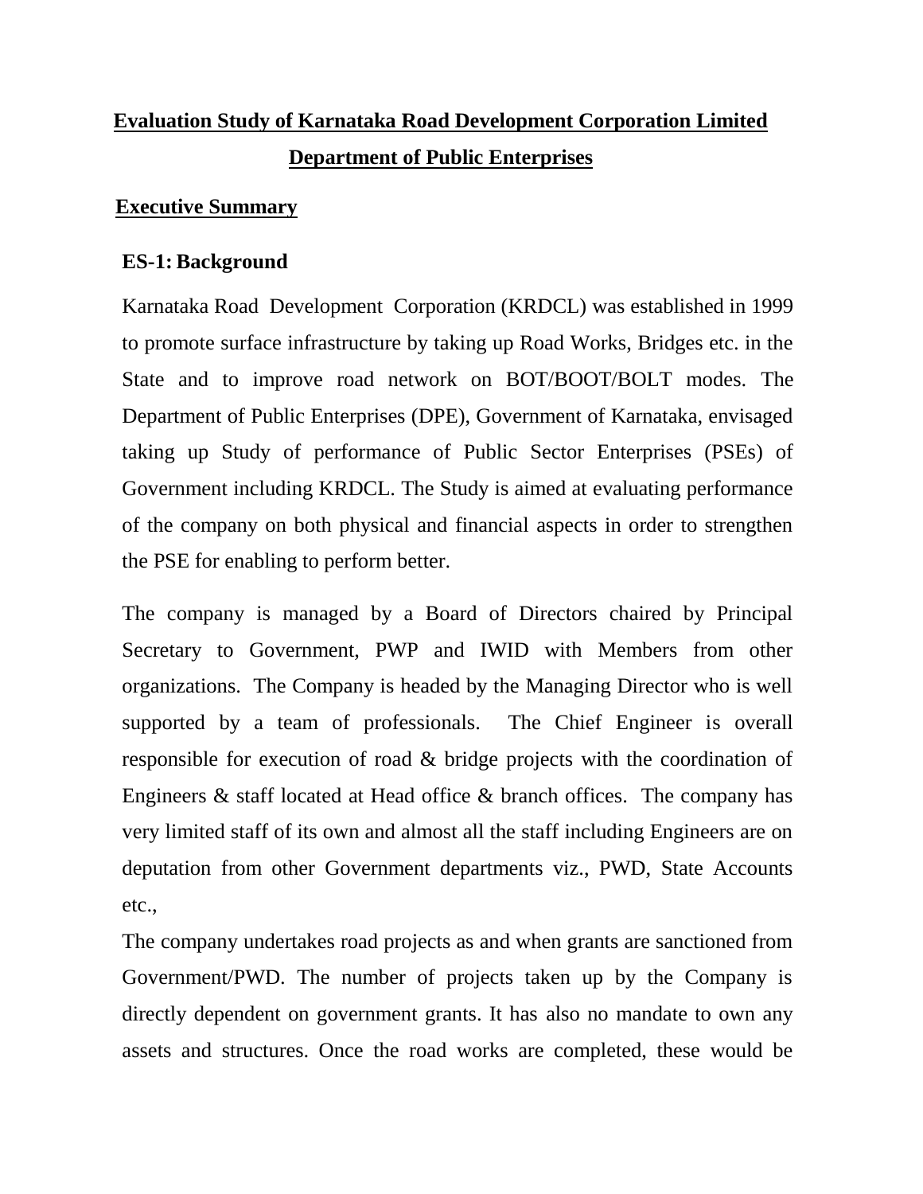# Evaluation Study of Karnataka Road Development Corporation Limited

## Department of Public Enterprises

## Executive Summary

### ES-1: Background

Karnataka Road Development Corporation (KRDCL) was established in 1999 to promote surface infrastructure by taking up Road Works, Bridges etc. in the State and to improve road network on BOT/BOOT/BOLT modes. The Department of Public Enterprises (DPE), Government of Karnataka, envisaged taking up Study of performance of Public Sector Enterprises (PSEs) of Government including KRDCL. The Study is aimed at evaluating performance of the company on both physical and financial aspects in order to strengthen the PSE for enabling to perform better.

The company is managed by a Board of Directors chaired by Principal Secretary to Government, PWP and IWID with Members from other organizations. The Company is headed by the Managing Director who is well supported by a team of professionals. The Chief Engineer is overall responsible for execution of road & bridge projects with the coordination of Engineers & staff located at Head office & branch offices. The company has very limited staff of its own and almost all the staff including Engineers are on deputation from other Government departments viz., PWD, State Accounts etc.,

The company undertakes road projects as and when grants are sanctioned from Government/PWD. The number of projects taken up by the Company is directly dependent on government grants. It has also no mandate to own any assets and structures. Once the road works are completed, these would be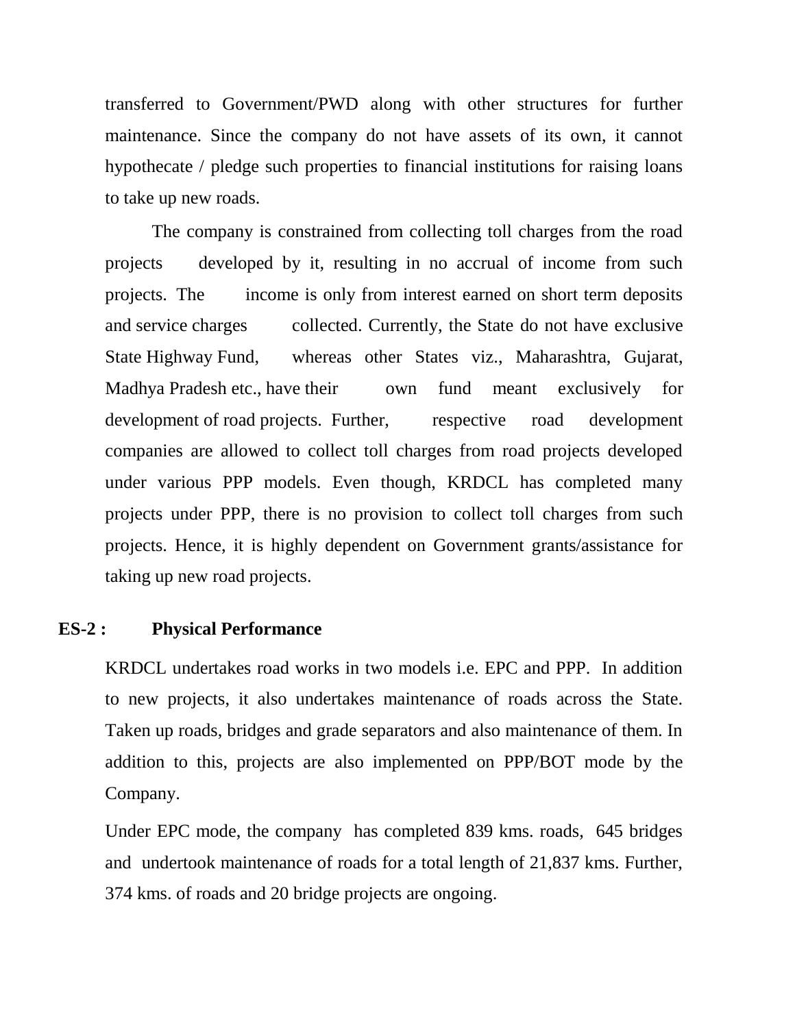transferred to Government/PWD along with other structures for further maintenance. Since the company do not have assets of its own, it cannot hypothecate / pledge such properties to financial institutions for raising loans to take up new roads.

The company is constrained from collecting toll charges from the road projects developed by it, resulting in no accrual of income from such projects. The income is only from interest earned on short term deposits and service charges collected. Currently, the State do not have exclusive State Highway Fund, whereas other States viz., Maharashtra, Gujarat, Madhya Pradesh etc., have their own fund meant exclusively for development of road projects. Further, respective road development companies are allowed to collect toll charges from road projects developed under various PPP models. Even though, KRDCL has completed many projects under PPP, there is no provision to collect toll charges from such projects. Hence, it is highly dependent on Government grants/assistance for taking up new road projects.

## ES-2 : Physical Performance

KRDCL undertakes road works in two models i.e. EPC and PPP. In addition to new projects, it also undertakes maintenance of roads across the State. Taken up roads, bridges and grade separators and also maintenance of them. In addition to this, projects are also implemented on PPP/BOT mode by the Company.

Under EPC mode, the company has completed 839 kms. roads, 645 bridges and undertook maintenance of roads for a total length of 21,837 kms. Further, 374 kms. of roads and 20 bridge projects are ongoing.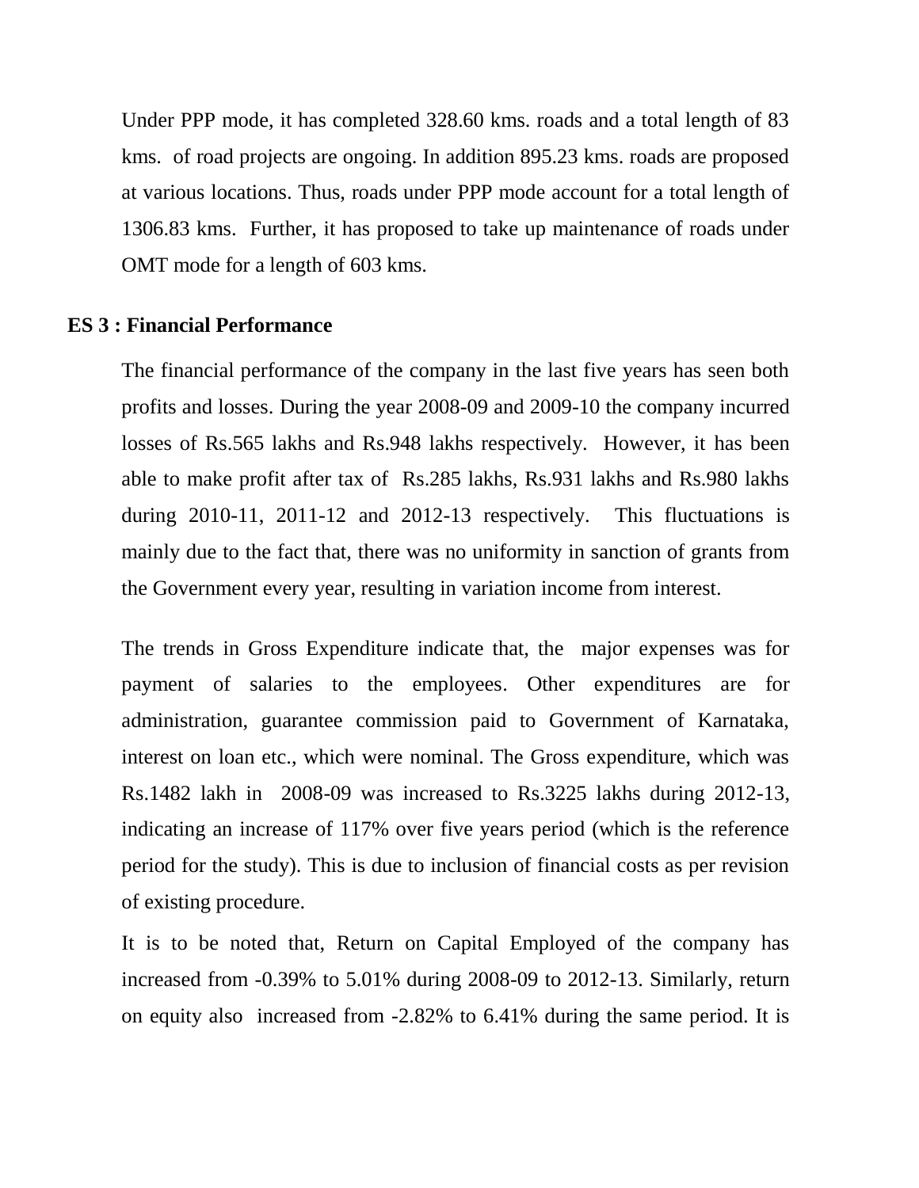Under PPP mode, it has completed 328.60 kms. roads and a total length of 83 kms. of road projects are ongoing. In addition 895.23 kms. roads are proposed at various locations. Thus, roads under PPP mode account for a total length of 1306.83 kms. Further, it has proposed to take up maintenance of roads under OMT mode for a length of 603 kms.

## ES 3 : Financial Performance

The financial performance of the company in the last five years has seen both profits and losses. During the year 2008-09 and 2009-10 the company incurred losses of Rs.565 lakhs and Rs.948 lakhs respectively. However, it has been able to make profit after tax of Rs.285 lakhs, Rs.931 lakhs and Rs.980 lakhs during 2010-11, 2011-12 and 2012-13 respectively. This fluctuations is mainly due to the fact that, there was no uniformity in sanction of grants from the Government every year, resulting in variation income from interest.

The trends in Gross Expenditure indicate that, the major expenses was for payment of salaries to the employees. Other expenditures are for administration, guarantee commission paid to Government of Karnataka, interest on loan etc., which were nominal. The Gross expenditure, which was Rs.1482 lakh in 2008-09 was increased to Rs.3225 lakhs during 2012-13, indicating an increase of 117% over five years period (which is the reference period for the study). This is due to inclusion of financial costs as per revision of existing procedure.

It is to be noted that, Return on Capital Employed of the company has increased from -0.39% to 5.01% during 2008-09 to 2012-13. Similarly, return on equity also increased from -2.82% to 6.41% during the same period. It is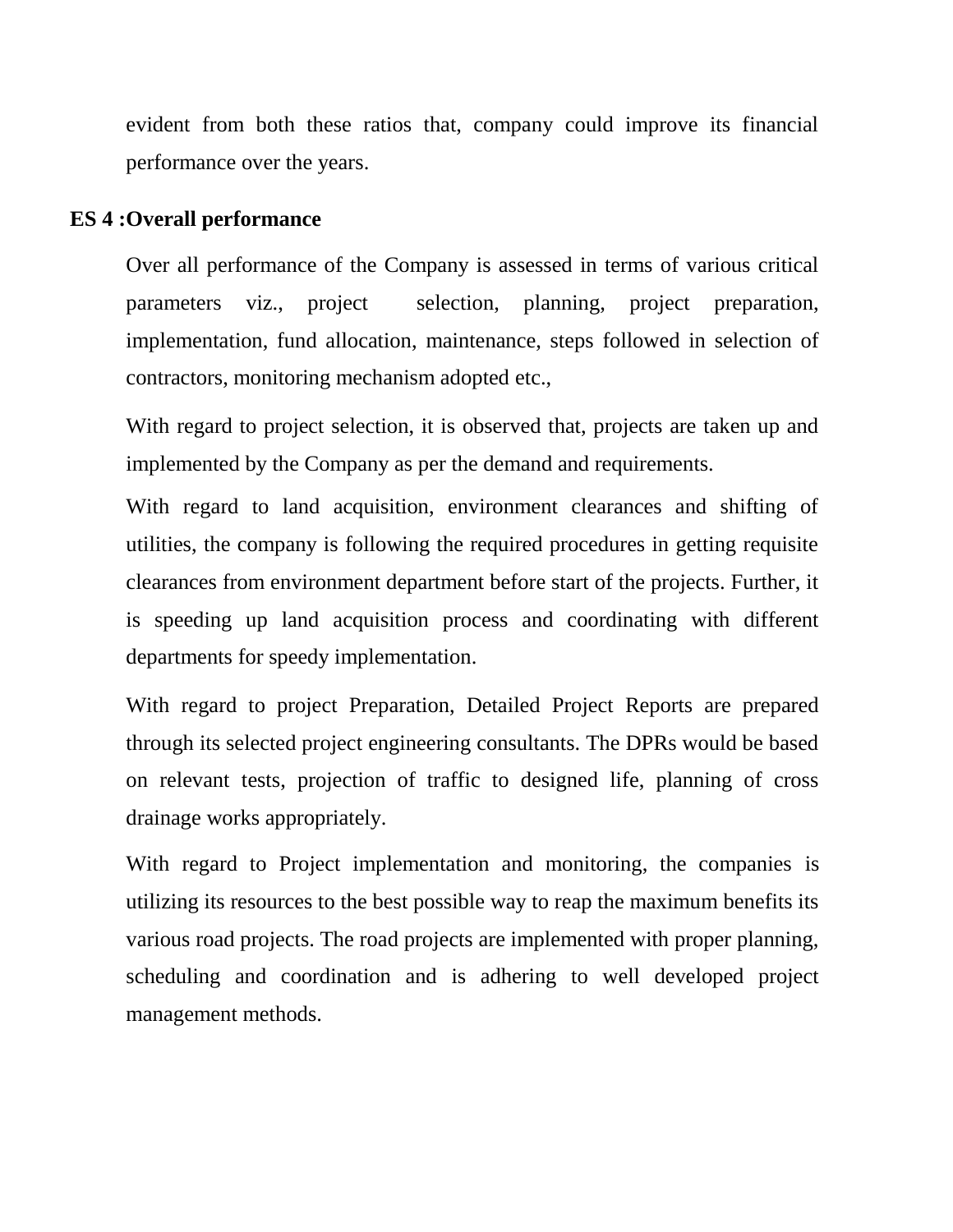evident from both these ratios that, company could improve its financial performance over the years.

**ES 4 :Overall performance**

Over all performance of the Company is assessed in terms of various critical parameters viz., project selection, planning, project preparation, implementation, fund allocation, maintenance, steps followed in selection of contractors, monitoring mechanism adopted etc.,

With regard to project selection, it is observed that, projects are taken up and implemented by the Company as per the demand and requirements.

With regard to land acquisition, environment clearances and shifting of utilities, the company is following the required procedures in getting requisite clearances from environment department before start of the projects. Further, it is speeding up land acquisition process and coordinating with different departments for speedy implementation.

With regard to project Preparation, Detailed Project Reports are prepared through its selected project engineering consultants. The DPRs would be based on relevant tests, projection of traffic to designed life, planning of cross drainage works appropriately.

With regard to Project implementation and monitoring, the companies is utilizing its resources to the best possible way to reap the maximum benefits its various road projects. The road projects are implemented with proper planning, scheduling and coordination and is adhering to well developed project management methods.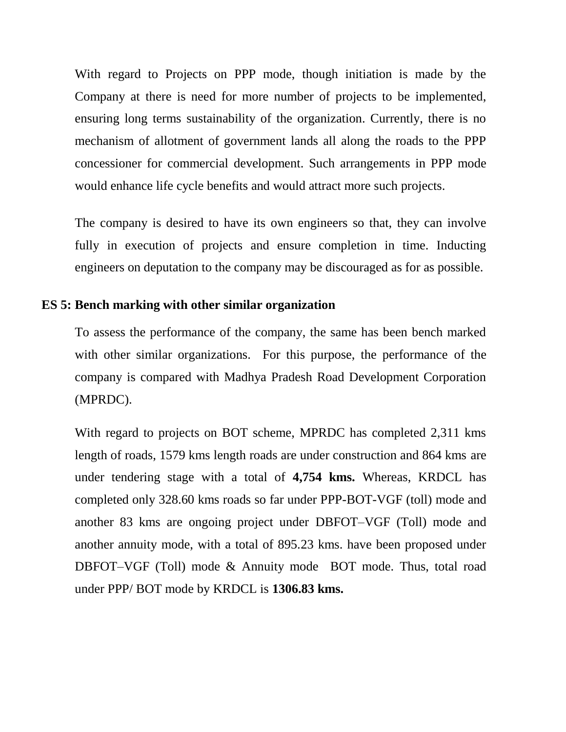With regard to Projects on PPP mode, though initiation is made by the Company at there is need for more number of projects to be implemented, ensuring long terms sustainability of the organization. Currently, there is no mechanism of allotment of government lands all along the roads to the PPP concessioner for commercial development. Such arrangements in PPP mode would enhance life cycle benefits and would attract more such projects.

The company is desired to have its own engineers so that, they can involve fully in execution of projects and ensure completion in time. Inducting engineers on deputation to the company may be discouraged as for as possible.

**ES 5: Bench marking with other similar organization**

To assess the performance of the company, the same has been bench marked with other similar organizations. For this purpose, the performance of the company is compared with Madhya Pradesh Road Development Corporation (MPRDC).

With regard to projects on BOT scheme, MPRDC has completed 2,311 kms length of roads, 1579 kms length roads are under construction and 864 kms are under tendering stage with a total of **4,754 kms.** Whereas, KRDCL has completed only 328.60 kms roads so far under PPP-BOT-VGF (toll) mode and another 83 kms are ongoing project under DBFOT–VGF (Toll) mode and another annuity mode, with a total of 895.23 kms. have been proposed under DBFOT–VGF (Toll) mode & Annuity mode BOT mode. Thus, total road under PPP/ BOT mode by KRDCL is **1306.83 kms.**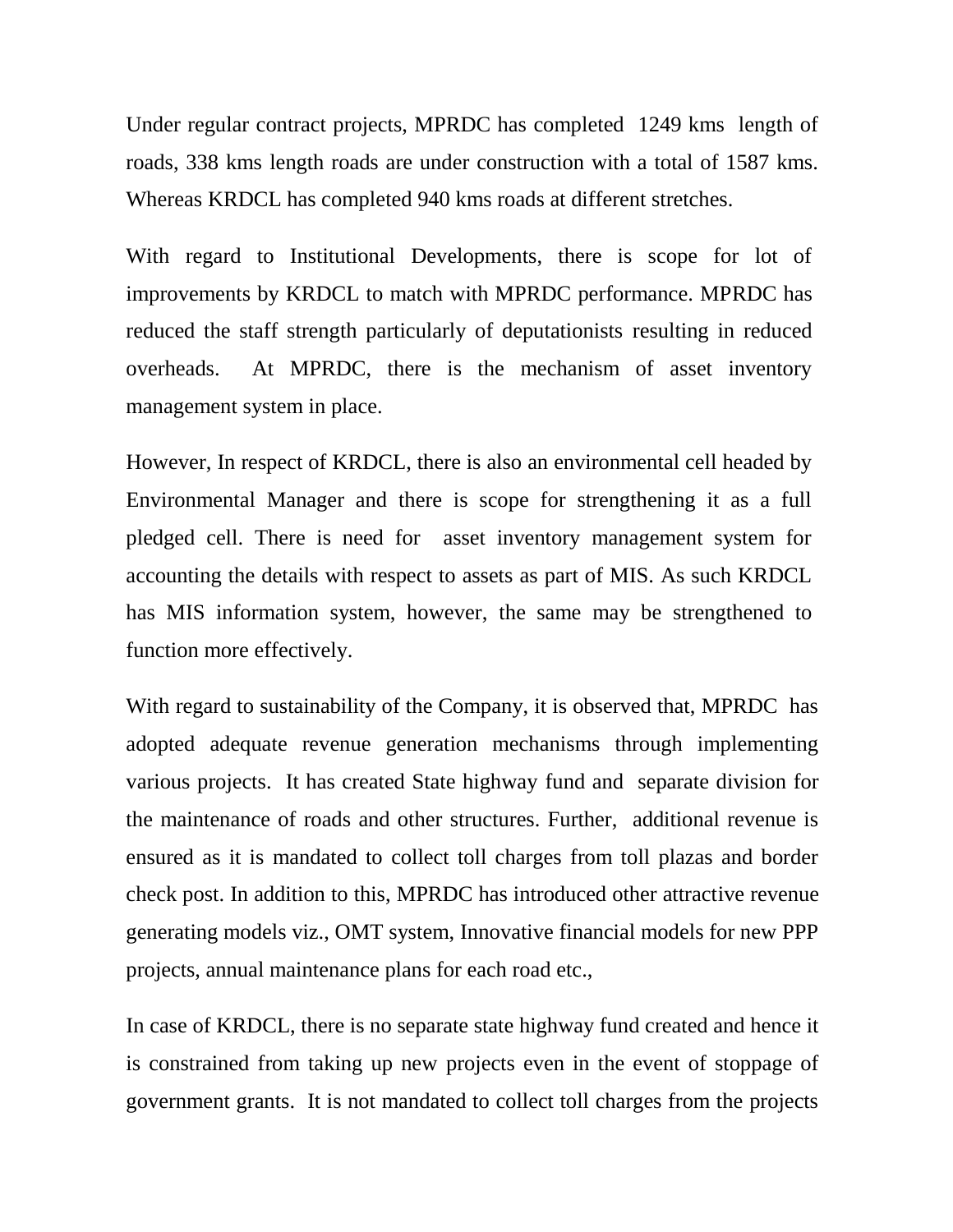Under regular contract projects, MPRDC has completed 1249 kms length of roads, 338 kms length roads are under construction with a total of 1587 kms. Whereas KRDCL has completed 940 kms roads at different stretches.

With regard to Institutional Developments, there is scope for lot of improvements by KRDCL to match with MPRDC performance. MPRDC has reduced the staff strength particularly of deputationists resulting in reduced overheads. At MPRDC, there is the mechanism of asset inventory management system in place.

However, In respect of KRDCL, there is also an environmental cell headed by Environmental Manager and there is scope for strengthening it as a full pledged cell. There is need for asset inventory management system for accounting the details with respect to assets as part of MIS. As such KRDCL has MIS information system, however, the same may be strengthened to function more effectively.

With regard to sustainability of the Company, it is observed that, MPRDC has adopted adequate revenue generation mechanisms through implementing various projects. It has created State highway fund and separate division for the maintenance of roads and other structures. Further, additional revenue is ensured as it is mandated to collect toll charges from toll plazas and border check post. In addition to this, MPRDC has introduced other attractive revenue generating models viz., OMT system, Innovative financial models for new PPP projects, annual maintenance plans for each road etc.,

In case of KRDCL, there is no separate state highway fund created and hence it is constrained from taking up new projects even in the event of stoppage of government grants. It is not mandated to collect toll charges from the projects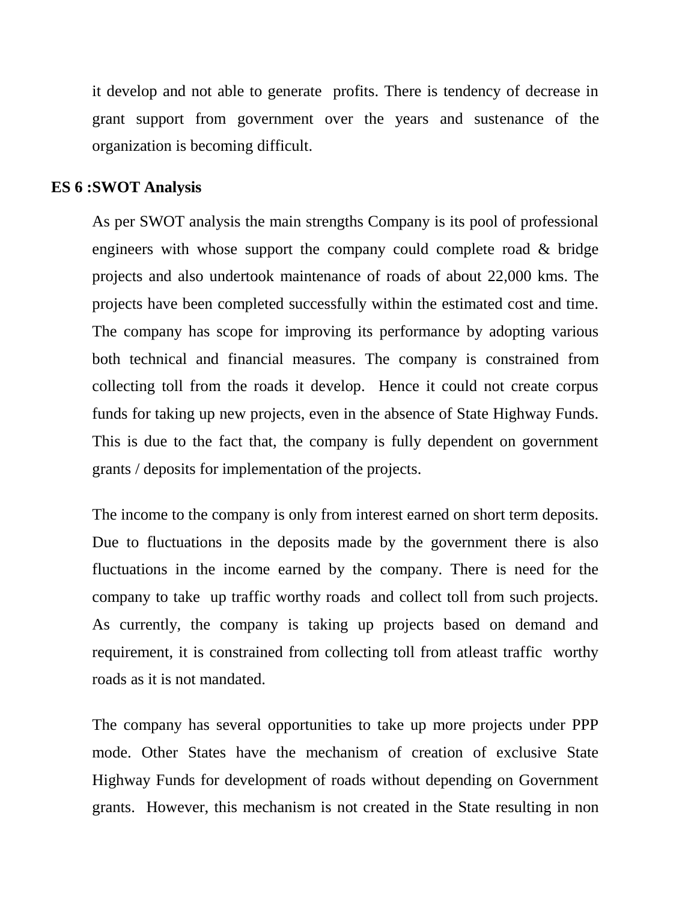it develop and not able to generate profits. There is tendency of decrease in grant support from government over the years and sustenance of the organization is becoming difficult.

**ES 6 :SWOT Analysis**

As per SWOT analysis the main strengths Company is its pool of professional engineers with whose support the company could complete road & bridge projects and also undertook maintenance of roads of about 22,000 kms. The projects have been completed successfully within the estimated cost and time. The company has scope for improving its performance by adopting various both technical and financial measures. The company is constrained from collecting toll from the roads it develop. Hence it could not create corpus funds for taking up new projects, even in the absence of State Highway Funds. This is due to the fact that, the company is fully dependent on government grants / deposits for implementation of the projects.

The income to the company is only from interest earned on short term deposits. Due to fluctuations in the deposits made by the government there is also fluctuations in the income earned by the company. There is need for the company to take up traffic worthy roads and collect toll from such projects. As currently, the company is taking up projects based on demand and requirement, it is constrained from collecting toll from atleast traffic worthy roads as it is not mandated.

The company has several opportunities to take up more projects under PPP mode. Other States have the mechanism of creation of exclusive State Highway Funds for development of roads without depending on Government grants. However, this mechanism is not created in the State resulting in non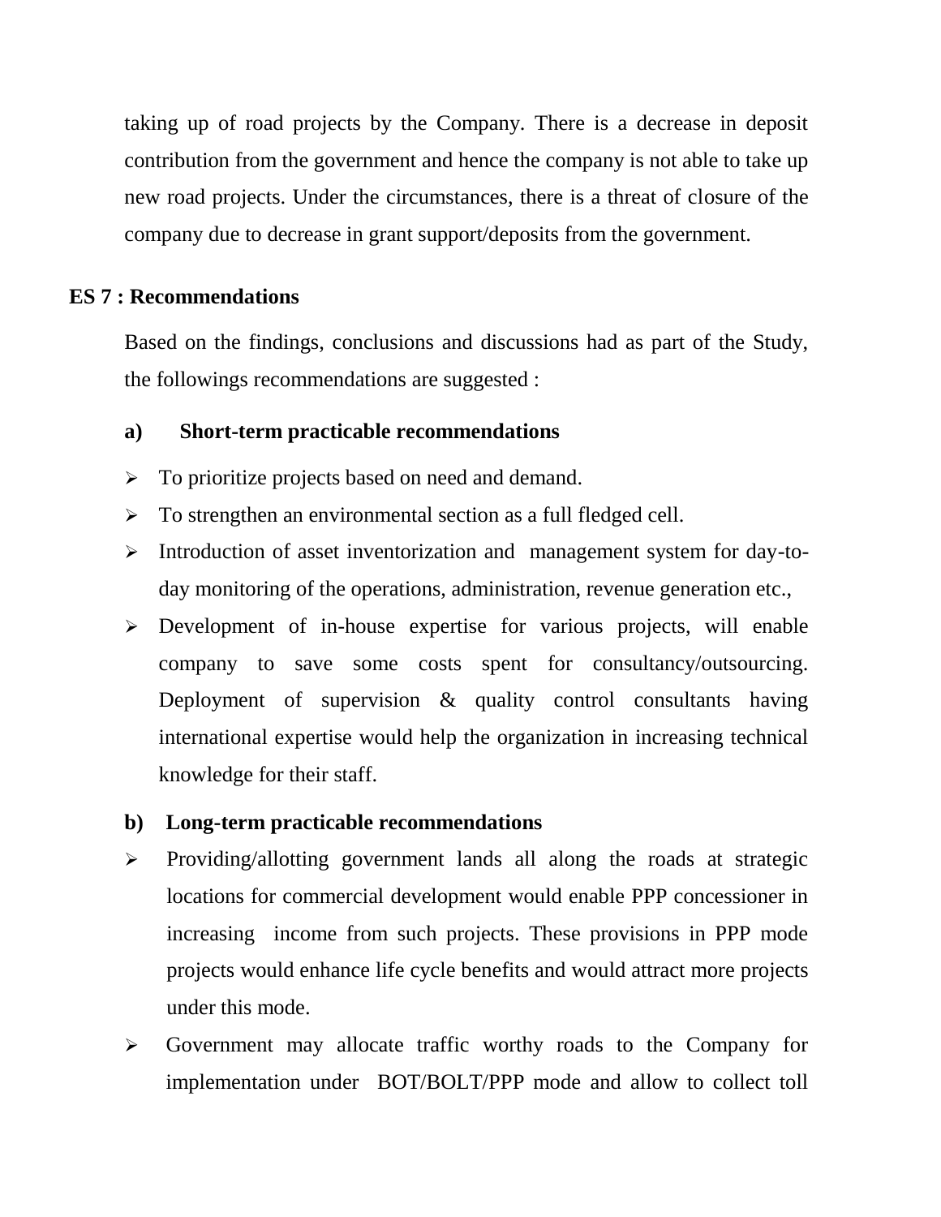taking up of road projects by the Company. There is a decrease in deposit contribution from the government and hence the company is not able to take up new road projects. Under the circumstances, there is a threat of closure of the company due to decrease in grant support/deposits from the government.

## ES 7 : Recommendations

Based on the findings, conclusions and discussions had as part of the Study, the followings recommendations are suggested :

### a) Short-term practicable recommendations

- To prioritize projects based on need and demand.
- To strengthen an environmental section as a full fledged cell.
- Introduction of asset inventorization and management system for day-to-day monitoring of the operations, administration, revenue generation etc.,
- Development of in-house expertise for various projects, will enable company to save some costs spent for consultancy/outsourcing. Deployment of supervision & quality control consultants having international expertise would help the organization in increasing technical knowledge for their staff.

### b) Long-term practicable recommendations

- Providing/allotting government lands all along the roads at strategic locations for commercial development would enable PPP concessioner in increasing income from such projects. These provisions in PPP mode projects would enhance life cycle benefits and would attract more projects under this mode.
- Government may allocate traffic worthy roads to the Company for implementation under BOT/BOLT/PPP mode and allow to collect toll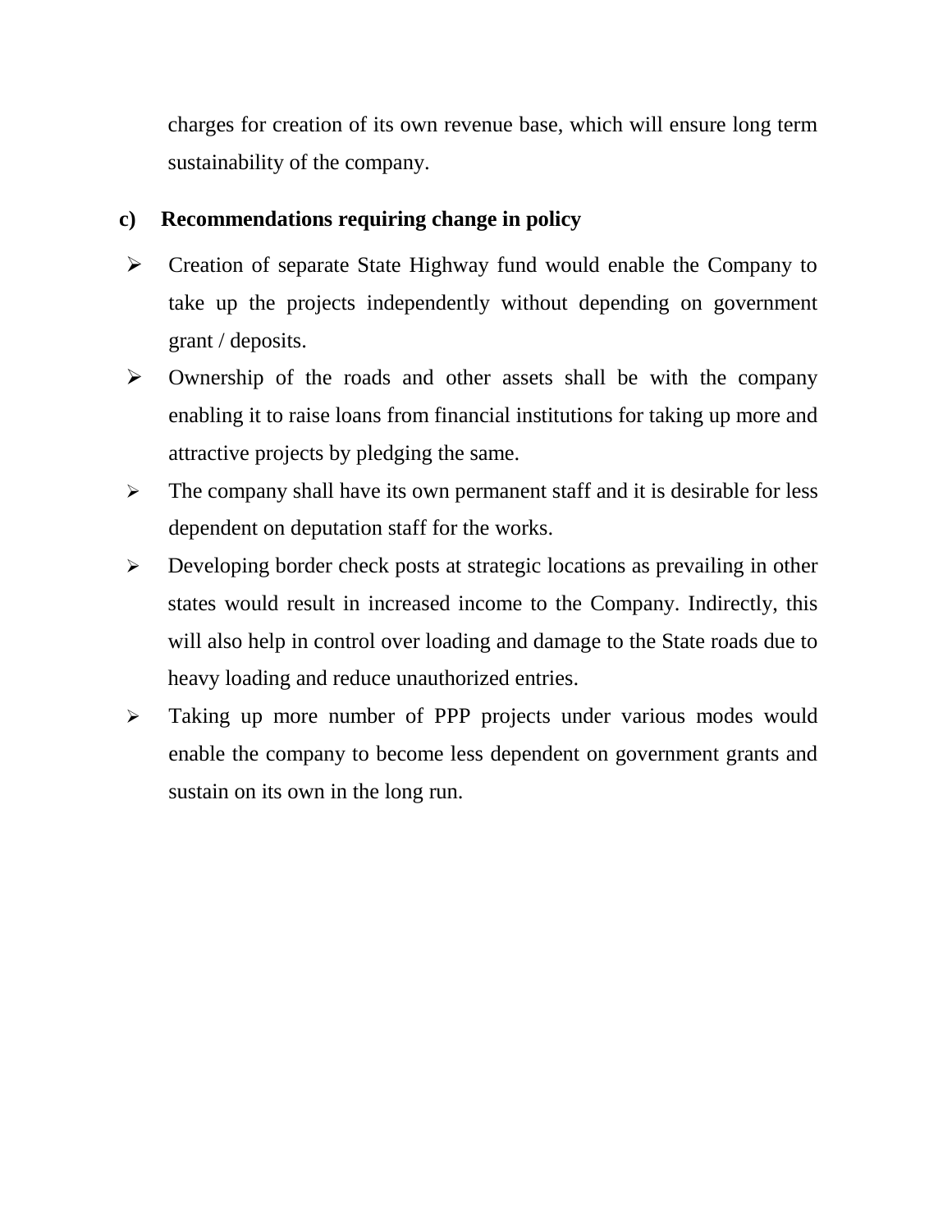charges for creation of its own revenue base, which will ensure long term sustainability of the company.

**c) Recommendations requiring change in policy**

- Creation of separate State Highway fund would enable the Company to take up the projects independently without depending on government grant / deposits.
- Ownership of the roads and other assets shall be with the company enabling it to raise loans from financial institutions for taking up more and attractive projects by pledging the same.
- The company shall have its own permanent staff and it is desirable for less dependent on deputation staff for the works.
- Developing border check posts at strategic locations as prevailing in other states would result in increased income to the Company. Indirectly, this will also help in control over loading and damage to the State roads due to heavy loading and reduce unauthorized entries.
- Taking up more number of PPP projects under various modes would enable the company to become less dependent on government grants and sustain on its own in the long run.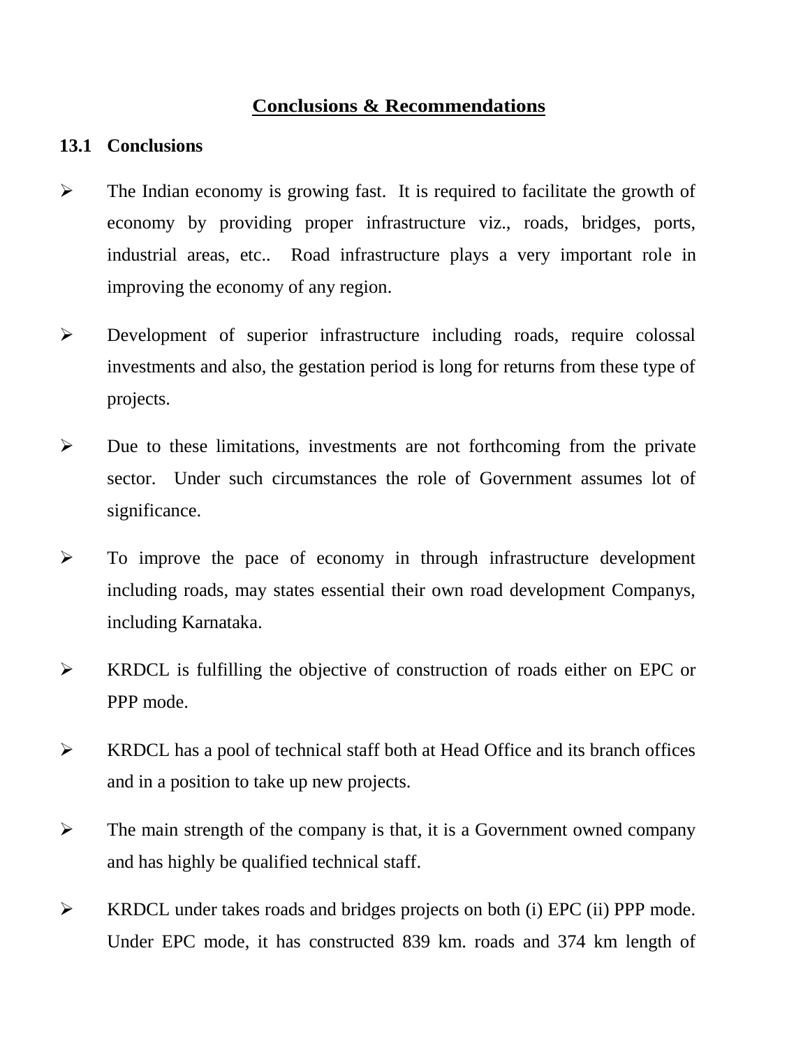# Conclusions & Recommendations

## 13.1 Conclusions

- The Indian economy is growing fast. It is required to facilitate the growth of economy by providing proper infrastructure viz., roads, bridges, ports, industrial areas, etc.. Road infrastructure plays a very important role in improving the economy of any region.

- Development of superior infrastructure including roads, require colossal investments and also, the gestation period is long for returns from these type of projects.

- Due to these limitations, investments are not forthcoming from the private sector. Under such circumstances the role of Government assumes lot of significance.

- To improve the pace of economy in through infrastructure development including roads, may states essential their own road development Companys, including Karnataka.

- KRDCL is fulfilling the objective of construction of roads either on EPC or PPP mode.

- KRDCL has a pool of technical staff both at Head Office and its branch offices and in a position to take up new projects.

- The main strength of the company is that, it is a Government owned company and has highly be qualified technical staff.

- KRDCL under takes roads and bridges projects on both (i) EPC (ii) PPP mode. Under EPC mode, it has constructed 839 km. roads and 374 km length of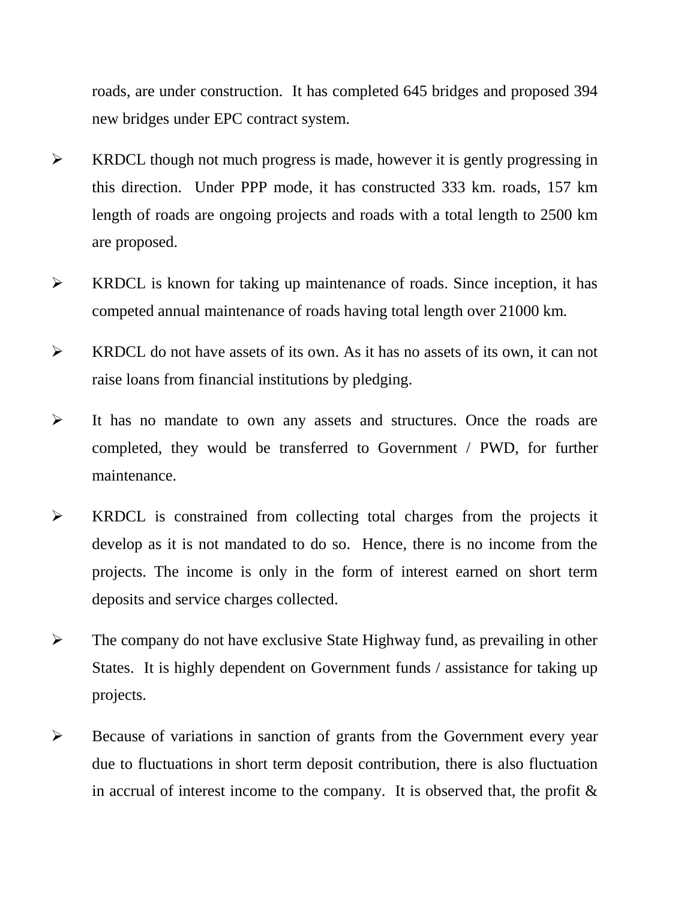roads, are under construction. It has completed 645 bridges and proposed 394 new bridges under EPC contract system.

- KRDCL though not much progress is made, however it is gently progressing in this direction. Under PPP mode, it has constructed 333 km. roads, 157 km length of roads are ongoing projects and roads with a total length to 2500 km are proposed.
- KRDCL is known for taking up maintenance of roads. Since inception, it has competed annual maintenance of roads having total length over 21000 km.
- KRDCL do not have assets of its own. As it has no assets of its own, it can not raise loans from financial institutions by pledging.
- It has no mandate to own any assets and structures. Once the roads are completed, they would be transferred to Government / PWD, for further maintenance.
- KRDCL is constrained from collecting total charges from the projects it develop as it is not mandated to do so. Hence, there is no income from the projects. The income is only in the form of interest earned on short term deposits and service charges collected.
- The company do not have exclusive State Highway fund, as prevailing in other States. It is highly dependent on Government funds / assistance for taking up projects.
- Because of variations in sanction of grants from the Government every year due to fluctuations in short term deposit contribution, there is also fluctuation in accrual of interest income to the company. It is observed that, the profit &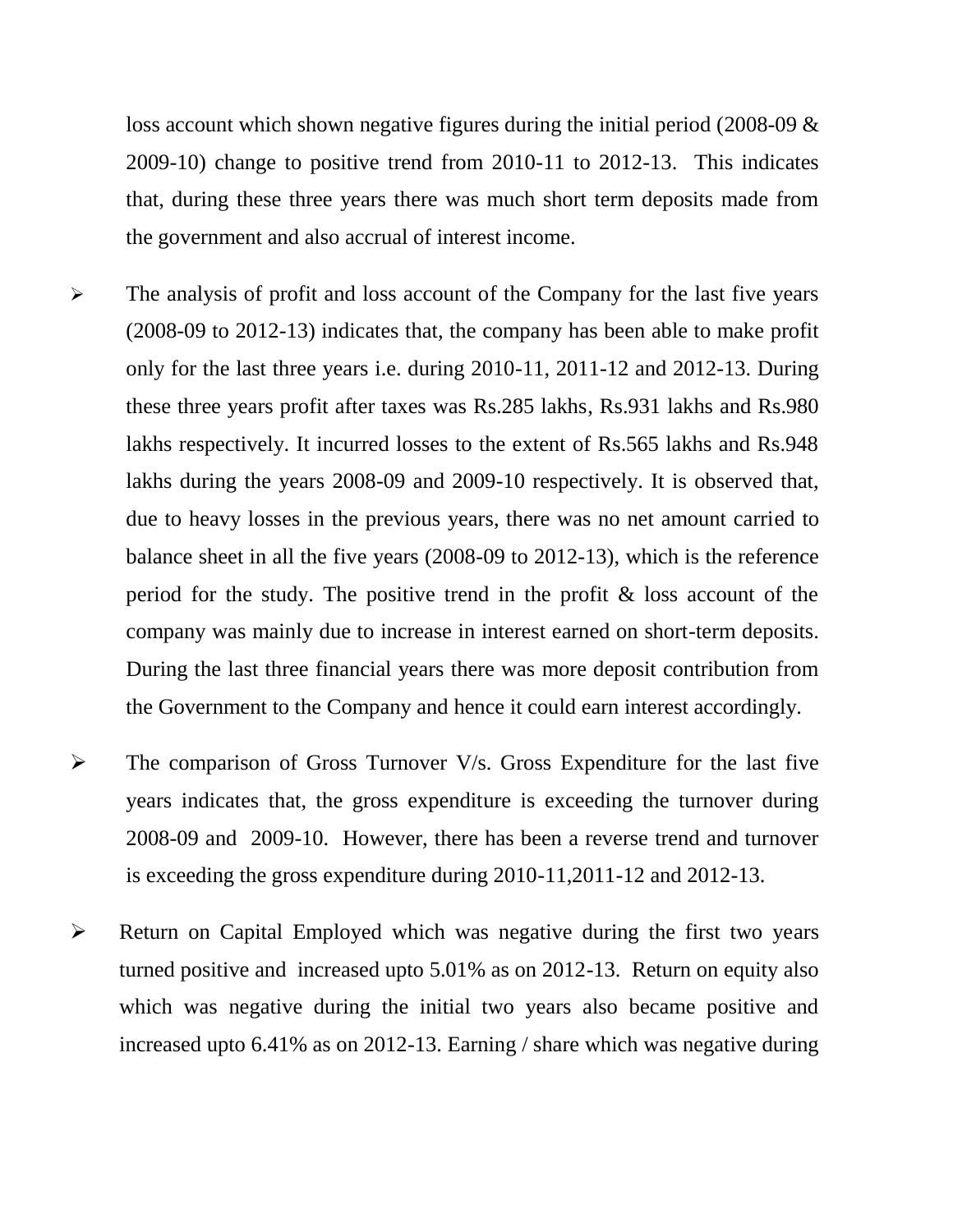loss account which shown negative figures during the initial period (2008-09 & 2009-10) change to positive trend from 2010-11 to 2012-13. This indicates that, during these three years there was much short term deposits made from the government and also accrual of interest income.

- The analysis of profit and loss account of the Company for the last five years (2008-09 to 2012-13) indicates that, the company has been able to make profit only for the last three years i.e. during 2010-11, 2011-12 and 2012-13. During these three years profit after taxes was Rs.285 lakhs, Rs.931 lakhs and Rs.980 lakhs respectively. It incurred losses to the extent of Rs.565 lakhs and Rs.948 lakhs during the years 2008-09 and 2009-10 respectively. It is observed that, due to heavy losses in the previous years, there was no net amount carried to balance sheet in all the five years (2008-09 to 2012-13), which is the reference period for the study. The positive trend in the profit & loss account of the company was mainly due to increase in interest earned on short-term deposits. During the last three financial years there was more deposit contribution from the Government to the Company and hence it could earn interest accordingly.

- The comparison of Gross Turnover V/s. Gross Expenditure for the last five years indicates that, the gross expenditure is exceeding the turnover during 2008-09 and 2009-10. However, there has been a reverse trend and turnover is exceeding the gross expenditure during 2010-11,2011-12 and 2012-13.

- Return on Capital Employed which was negative during the first two years turned positive and increased upto 5.01% as on 2012-13. Return on equity also which was negative during the initial two years also became positive and increased upto 6.41% as on 2012-13. Earning / share which was negative during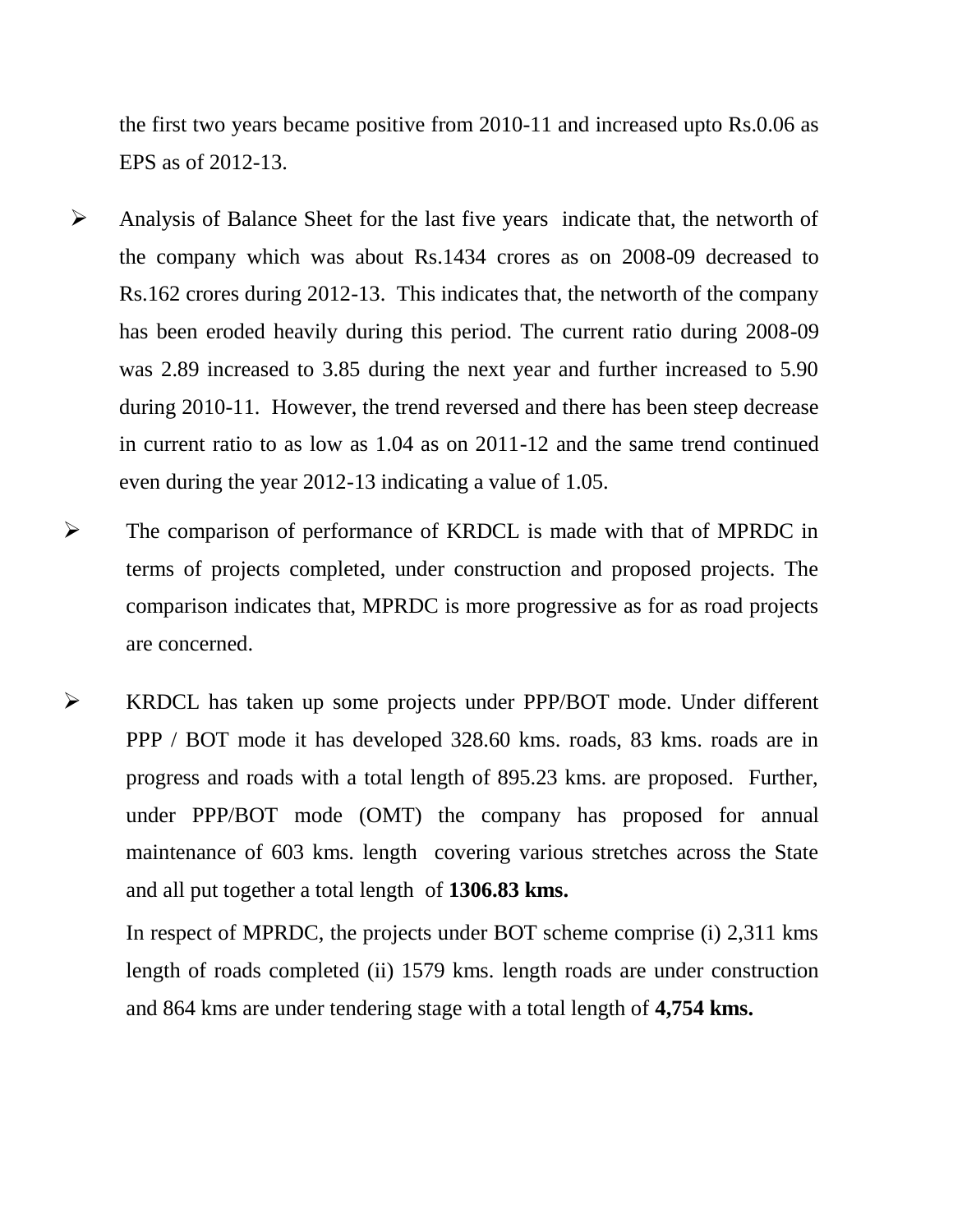the first two years became positive from 2010-11 and increased upto Rs.0.06 as EPS as of 2012-13.

- Analysis of Balance Sheet for the last five years indicate that, the networth of the company which was about Rs.1434 crores as on 2008-09 decreased to Rs.162 crores during 2012-13. This indicates that, the networth of the company has been eroded heavily during this period. The current ratio during 2008-09 was 2.89 increased to 3.85 during the next year and further increased to 5.90 during 2010-11. However, the trend reversed and there has been steep decrease in current ratio to as low as 1.04 as on 2011-12 and the same trend continued even during the year 2012-13 indicating a value of 1.05.
- The comparison of performance of KRDCL is made with that of MPRDC in terms of projects completed, under construction and proposed projects. The comparison indicates that, MPRDC is more progressive as for as road projects are concerned.
- KRDCL has taken up some projects under PPP/BOT mode. Under different PPP / BOT mode it has developed 328.60 kms. roads, 83 kms. roads are in progress and roads with a total length of 895.23 kms. are proposed. Further, under PPP/BOT mode (OMT) the company has proposed for annual maintenance of 603 kms. length covering various stretches across the State and all put together a total length of **1306.83 kms.**

  In respect of MPRDC, the projects under BOT scheme comprise (i) 2,311 kms length of roads completed (ii) 1579 kms. length roads are under construction and 864 kms are under tendering stage with a total length of **4,754 kms.**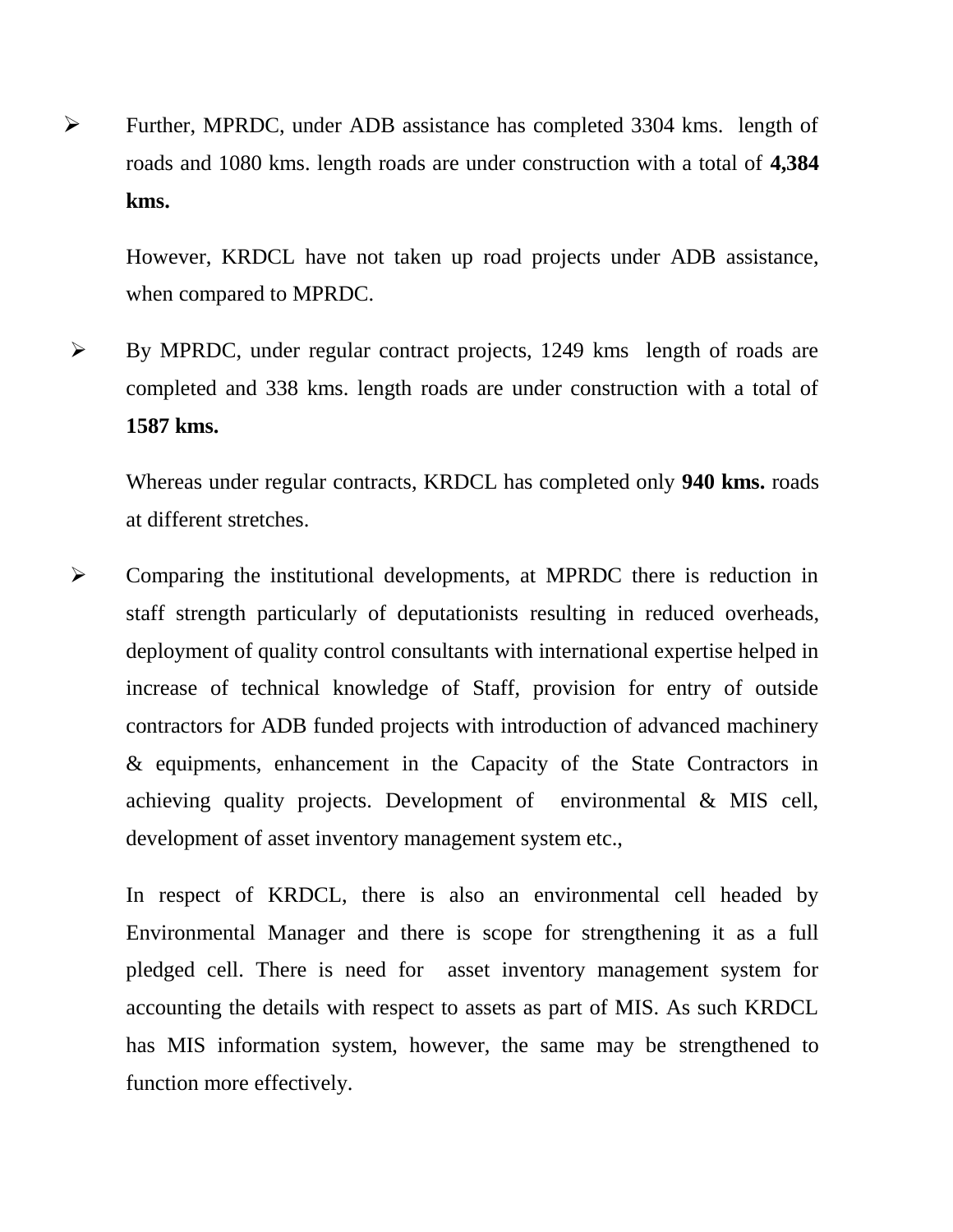- Further, MPRDC, under ADB assistance has completed 3304 kms. length of roads and 1080 kms. length roads are under construction with a total of **4,384 kms.**

  However, KRDCL have not taken up road projects under ADB assistance, when compared to MPRDC.

- By MPRDC, under regular contract projects, 1249 kms length of roads are completed and 338 kms. length roads are under construction with a total of **1587 kms.**

  Whereas under regular contracts, KRDCL has completed only **940 kms.** roads at different stretches.

- Comparing the institutional developments, at MPRDC there is reduction in staff strength particularly of deputationists resulting in reduced overheads, deployment of quality control consultants with international expertise helped in increase of technical knowledge of Staff, provision for entry of outside contractors for ADB funded projects with introduction of advanced machinery & equipments, enhancement in the Capacity of the State Contractors in achieving quality projects. Development of environmental & MIS cell, development of asset inventory management system etc.,

  In respect of KRDCL, there is also an environmental cell headed by Environmental Manager and there is scope for strengthening it as a full pledged cell. There is need for asset inventory management system for accounting the details with respect to assets as part of MIS. As such KRDCL has MIS information system, however, the same may be strengthened to function more effectively.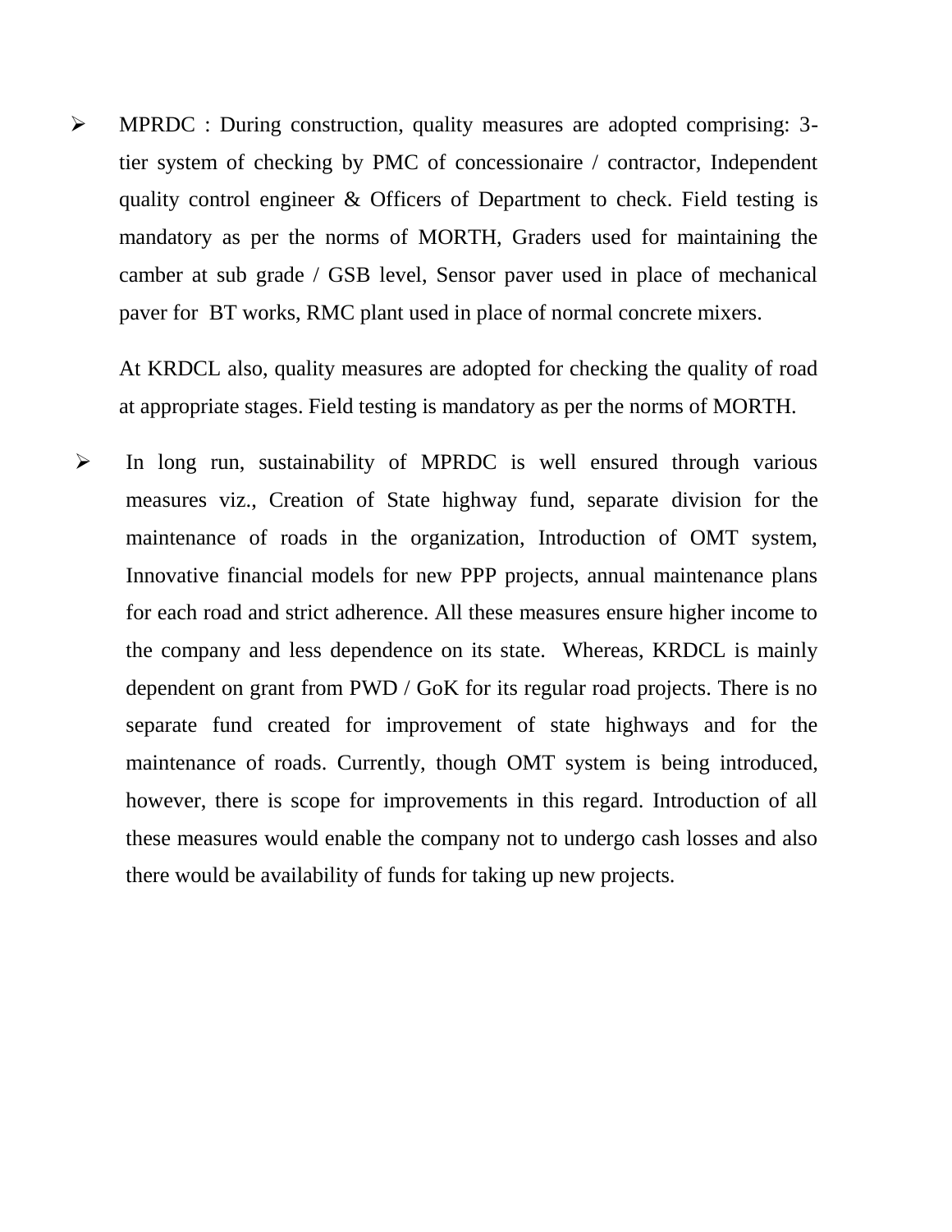- MPRDC : During construction, quality measures are adopted comprising: 3-tier system of checking by PMC of concessionaire / contractor, Independent quality control engineer & Officers of Department to check. Field testing is mandatory as per the norms of MORTH, Graders used for maintaining the camber at sub grade / GSB level, Sensor paver used in place of mechanical paver for BT works, RMC plant used in place of normal concrete mixers.

  At KRDCL also, quality measures are adopted for checking the quality of road at appropriate stages. Field testing is mandatory as per the norms of MORTH.

- In long run, sustainability of MPRDC is well ensured through various measures viz., Creation of State highway fund, separate division for the maintenance of roads in the organization, Introduction of OMT system, Innovative financial models for new PPP projects, annual maintenance plans for each road and strict adherence. All these measures ensure higher income to the company and less dependence on its state. Whereas, KRDCL is mainly dependent on grant from PWD / GoK for its regular road projects. There is no separate fund created for improvement of state highways and for the maintenance of roads. Currently, though OMT system is being introduced, however, there is scope for improvements in this regard. Introduction of all these measures would enable the company not to undergo cash losses and also there would be availability of funds for taking up new projects.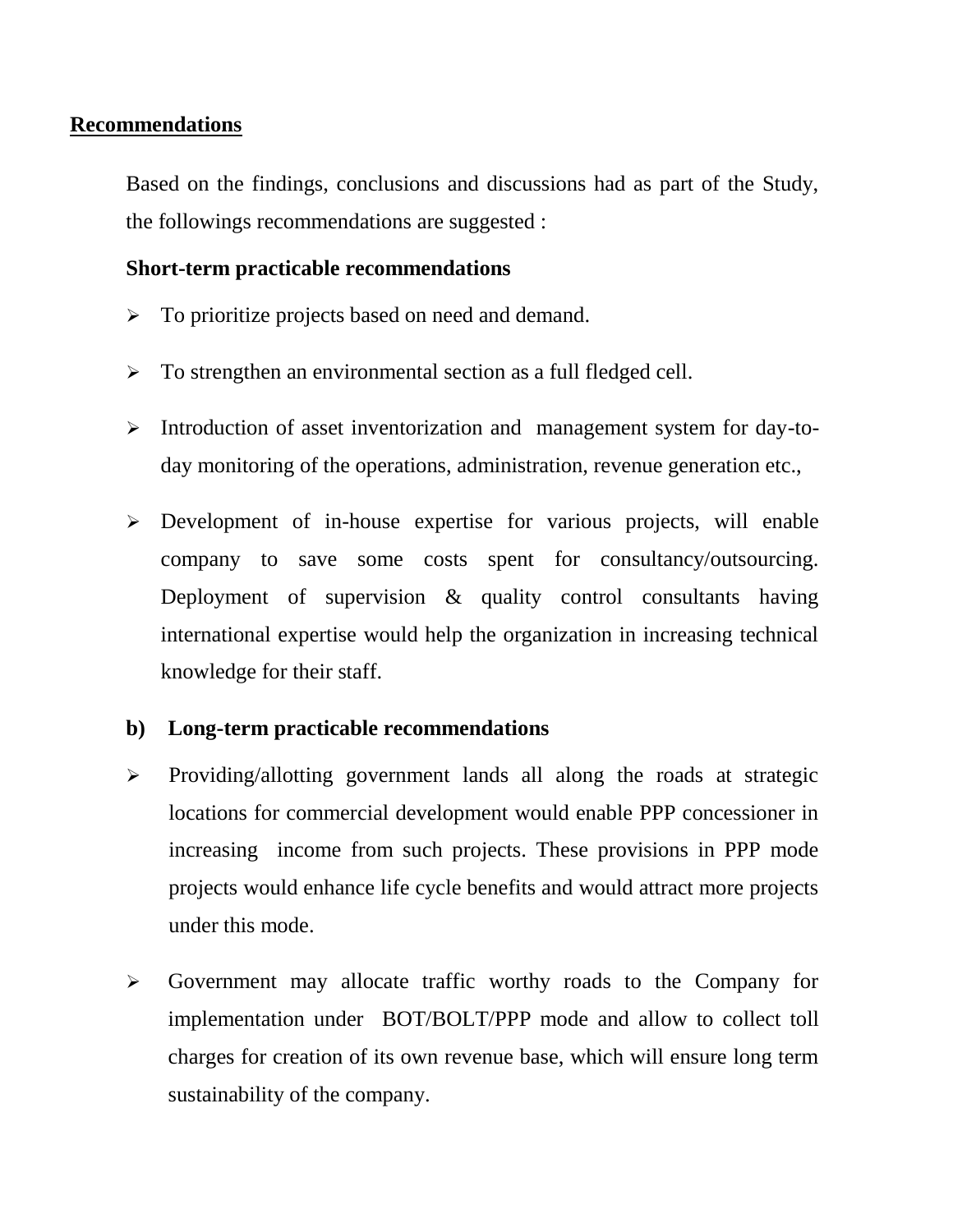## Recommendations

Based on the findings, conclusions and discussions had as part of the Study, the followings recommendations are suggested :

**Short-term practicable recommendations**

- To prioritize projects based on need and demand.
- To strengthen an environmental section as a full fledged cell.
- Introduction of asset inventorization and management system for day-to-day monitoring of the operations, administration, revenue generation etc.,
- Development of in-house expertise for various projects, will enable company to save some costs spent for consultancy/outsourcing. Deployment of supervision & quality control consultants having international expertise would help the organization in increasing technical knowledge for their staff.

**b) Long-term practicable recommendations**

- Providing/allotting government lands all along the roads at strategic locations for commercial development would enable PPP concessioner in increasing income from such projects. These provisions in PPP mode projects would enhance life cycle benefits and would attract more projects under this mode.
- Government may allocate traffic worthy roads to the Company for implementation under BOT/BOLT/PPP mode and allow to collect toll charges for creation of its own revenue base, which will ensure long term sustainability of the company.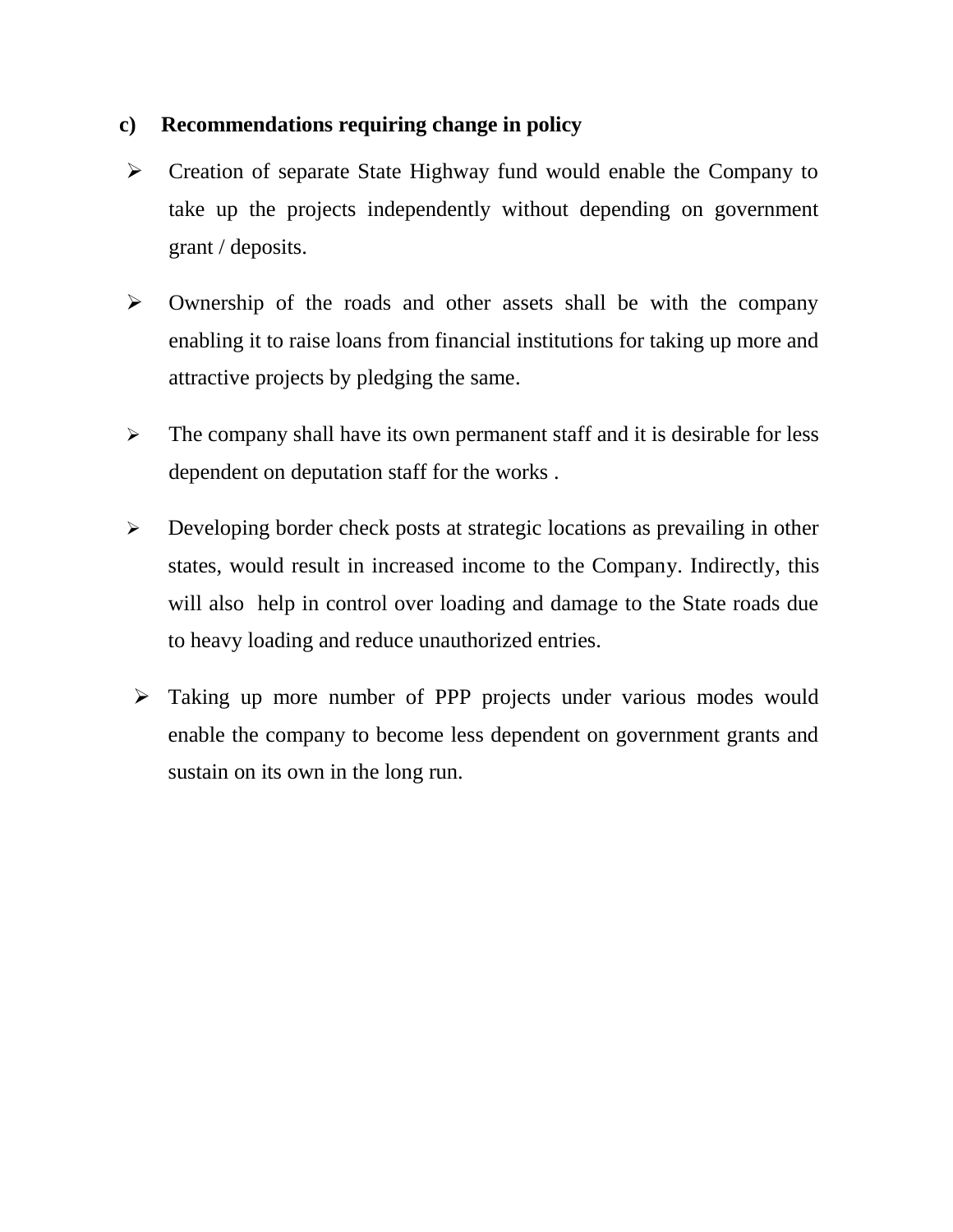**c) Recommendations requiring change in policy**

- Creation of separate State Highway fund would enable the Company to take up the projects independently without depending on government grant / deposits.
- Ownership of the roads and other assets shall be with the company enabling it to raise loans from financial institutions for taking up more and attractive projects by pledging the same.
- The company shall have its own permanent staff and it is desirable for less dependent on deputation staff for the works .
- Developing border check posts at strategic locations as prevailing in other states, would result in increased income to the Company. Indirectly, this will also help in control over loading and damage to the State roads due to heavy loading and reduce unauthorized entries.
- Taking up more number of PPP projects under various modes would enable the company to become less dependent on government grants and sustain on its own in the long run.